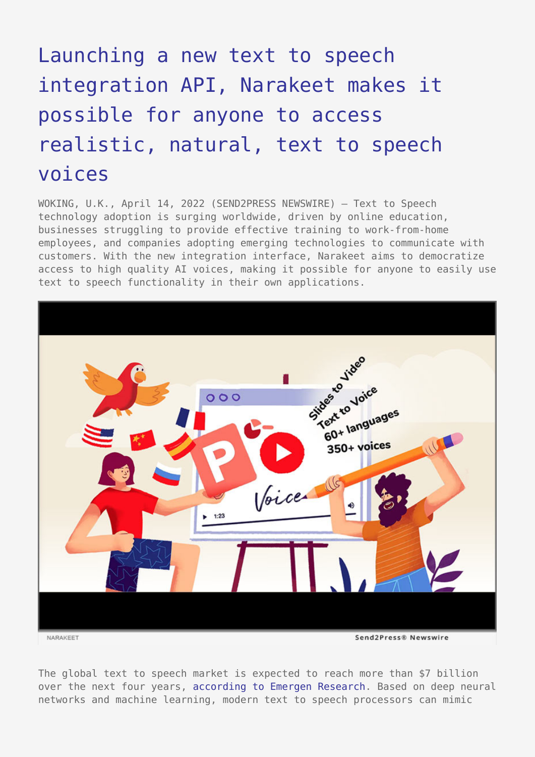# Launching a new text to speech integration API, Narakeet makes it possible for anyone to access realistic, natural, text to speech voices

WOKING, U.K., April 14, 2022 (SEND2PRESS NEWSWIRE) — Text to Speech technology adoption is surging worldwide, driven by online education, businesses struggling to provide effective training to work-from-home employees, and companies adopting emerging technologies to communicate with customers. With the new integration interface, Narakeet aims to democratize access to high quality AI voices, making it possible for anyone to easily use text to speech functionality in their own applications.

NARAKEET Send2Press® Newswire

The global text to speech market is expected to reach more than $7 billion over the next four years, according to Emergen Research. Based on deep neural networks and machine learning, modern text to speech processors can mimic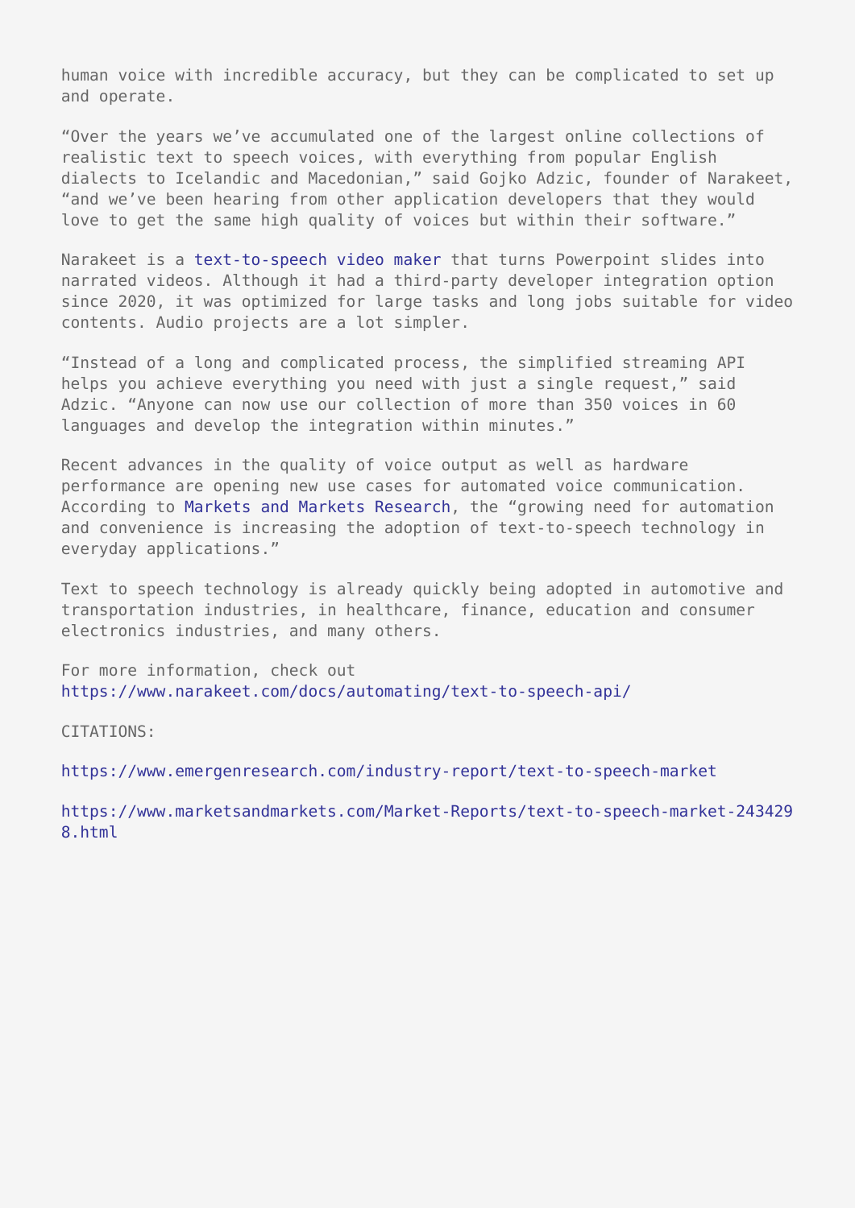human voice with incredible accuracy, but they can be complicated to set up and operate.

“Over the years we’ve accumulated one of the largest online collections of realistic text to speech voices, with everything from popular English dialects to Icelandic and Macedonian,” said Gojko Adzic, founder of Narakeet, “and we’ve been hearing from other application developers that they would love to get the same high quality of voices but within their software.”

Narakeet is a [text-to-speech video maker]() that turns Powerpoint slides into narrated videos. Although it had a third-party developer integration option since 2020, it was optimized for large tasks and long jobs suitable for video contents. Audio projects are a lot simpler.

“Instead of a long and complicated process, the simplified streaming API helps you achieve everything you need with just a single request,” said Adzic. “Anyone can now use our collection of more than 350 voices in 60 languages and develop the integration within minutes.”

Recent advances in the quality of voice output as well as hardware performance are opening new use cases for automated voice communication. According to [Markets and Markets Research](), the “growing need for automation and convenience is increasing the adoption of text-to-speech technology in everyday applications.”

Text to speech technology is already quickly being adopted in automotive and transportation industries, in healthcare, finance, education and consumer electronics industries, and many others.

For more information, check out https://www.narakeet.com/docs/automating/text-to-speech-api/

CITATIONS:

https://www.emergenresearch.com/industry-report/text-to-speech-market

https://www.marketsandmarkets.com/Market-Reports/text-to-speech-market-2434298.html